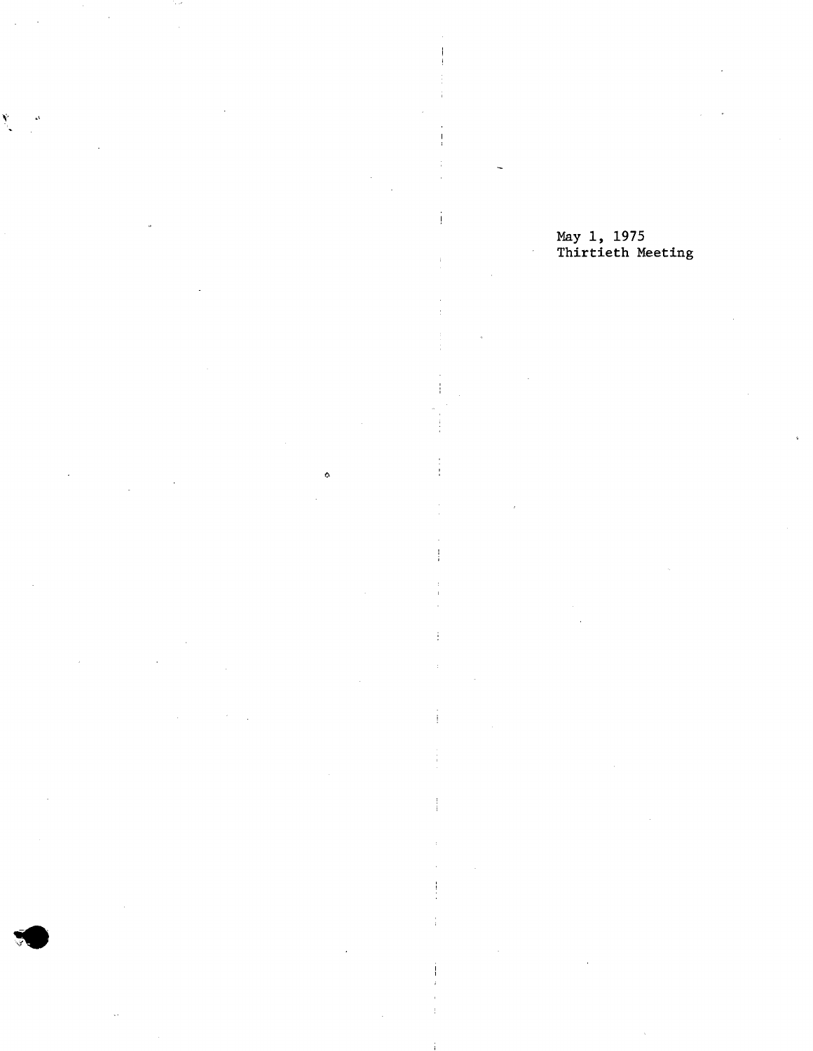May 1, 1975
Thirtieth Meeting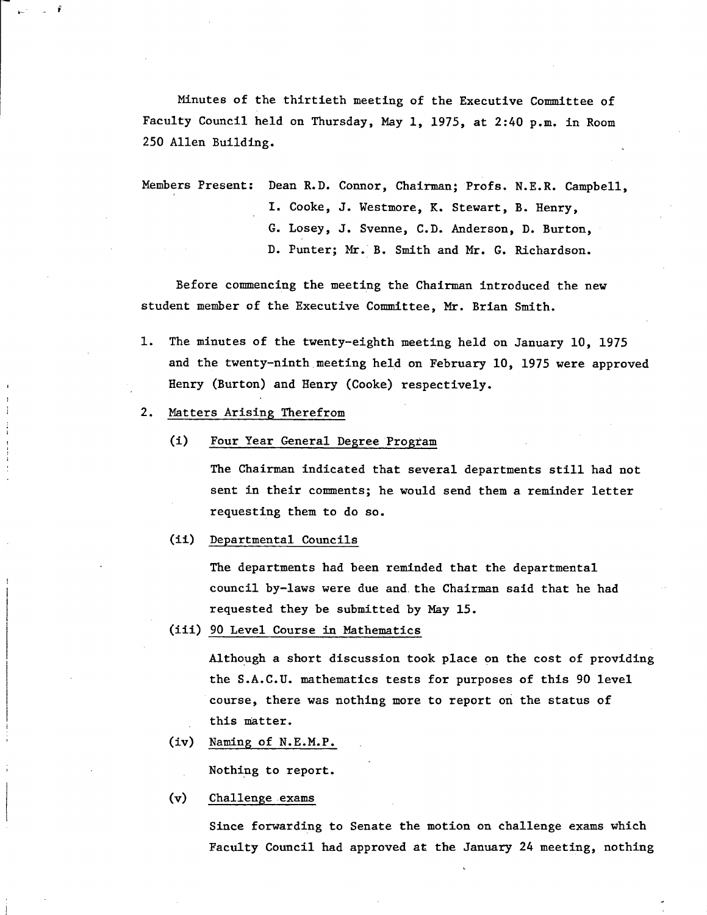Minutes of the thirtieth meeting of the Executive Committee of Faculty Council held on Thursday, May 1, 1975, at 2:40 p.m. in Room 250 Allen Building.

Members Present: Dean R.D. Connor, Chairman; Profs. N.E.R. Campbell, I. Cooke, J. Westmore, K. Stewart, B. Henry, G. Losey, J. Svenne, C.D. Anderson, D. Burton, D. Punter; Mr. B. Smith and Mr. G. Richardson.

Before commencing the meeting the Chairman introduced the new student member of the Executive Committee, Mr. Brian Smith.

1. The minutes of the twenty-eighth meeting held on January 10, 1975 and the twenty-ninth meeting held on February 10, 1975 were approved Henry (Burton) and Henry (Cooke) respectively.

2. Matters Arising Therefrom

   (i) Four Year General Degree Program

   The Chairman indicated that several departments still had not sent in their comments; he would send them a reminder letter requesting them to do so.

   (ii) Departmental Councils

   The departments had been reminded that the departmental council by-laws were due and the Chairman said that he had requested they be submitted by May 15.

   (iii) 90 Level Course in Mathematics

   Although a short discussion took place on the cost of providing the S.A.C.U. mathematics tests for purposes of this 90 level course, there was nothing more to report on the status of this matter.

   (iv) Naming of N.E.M.P.

   Nothing to report.

   (v) Challenge exams

   Since forwarding to Senate the motion on challenge exams which Faculty Council had approved at the January 24 meeting, nothing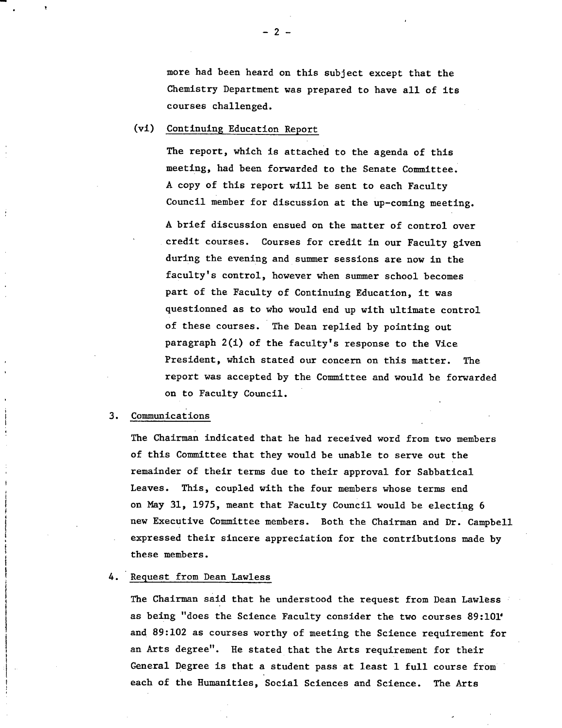more had been heard on this subject except that the Chemistry Department was prepared to have all of its courses challenged.

(vi) Continuing Education Report

The report, which is attached to the agenda of this meeting, had been forwarded to the Senate Committee. A copy of this report will be sent to each Faculty Council member for discussion at the up-coming meeting.

A brief discussion ensued on the matter of control over credit courses. Courses for credit in our Faculty given during the evening and summer sessions are now in the faculty's control, however when summer school becomes part of the Faculty of Continuing Education, it was questionned as to who would end up with ultimate control of these courses. The Dean replied by pointing out paragraph 2(i) of the faculty's response to the Vice President, which stated our concern on this matter. The report was accepted by the Committee and would be forwarded on to Faculty Council.

3. Communications

The Chairman indicated that he had received word from two members of this Committee that they would be unable to serve out the remainder of their terms due to their approval for Sabbatical Leaves. This, coupled with the four members whose terms end on May 31, 1975, meant that Faculty Council would be electing 6 new Executive Committee members. Both the Chairman and Dr. Campbell expressed their sincere appreciation for the contributions made by these members.

4. Request from Dean Lawless

The Chairman said that he understood the request from Dean Lawless as being "does the Science Faculty consider the two courses 89:101 and 89:102 as courses worthy of meeting the Science requirement for an Arts degree". He stated that the Arts requirement for their General Degree is that a student pass at least 1 full course from each of the Humanities, Social Sciences and Science. The Arts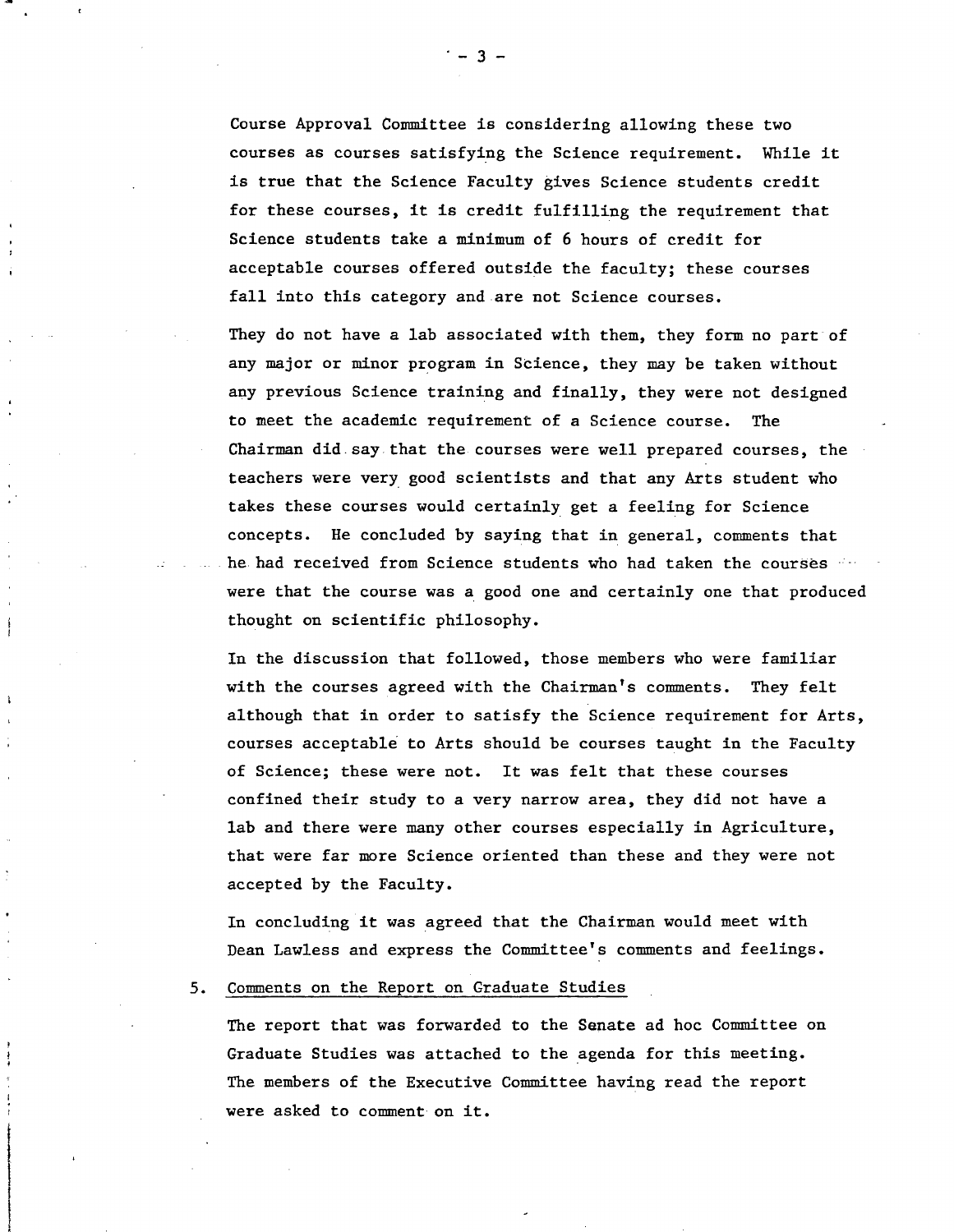Course Approval Committee is considering allowing these two courses as courses satisfying the Science requirement. While it is true that the Science Faculty gives Science students credit for these courses, it is credit fulfilling the requirement that Science students take a minimum of 6 hours of credit for acceptable courses offered outside the faculty; these courses fall into this category and are not Science courses.

They do not have a lab associated with them, they form no part of any major or minor program in Science, they may be taken without any previous Science training and finally, they were not designed to meet the academic requirement of a Science course. The Chairman did say that the courses were well prepared courses, the teachers were very good scientists and that any Arts student who takes these courses would certainly get a feeling for Science concepts. He concluded by saying that in general, comments that he had received from Science students who had taken the courses were that the course was a good one and certainly one that produced thought on scientific philosophy.

In the discussion that followed, those members who were familiar with the courses agreed with the Chairman's comments. They felt although that in order to satisfy the Science requirement for Arts, courses acceptable to Arts should be courses taught in the Faculty of Science; these were not. It was felt that these courses confined their study to a very narrow area, they did not have a lab and there were many other courses especially in Agriculture, that were far more Science oriented than these and they were not accepted by the Faculty.

In concluding it was agreed that the Chairman would meet with Dean Lawless and express the Committee's comments and feelings.

5. Comments on the Report on Graduate Studies

The report that was forwarded to the Senate ad hoc Committee on Graduate Studies was attached to the agenda for this meeting. The members of the Executive Committee having read the report were asked to comment on it.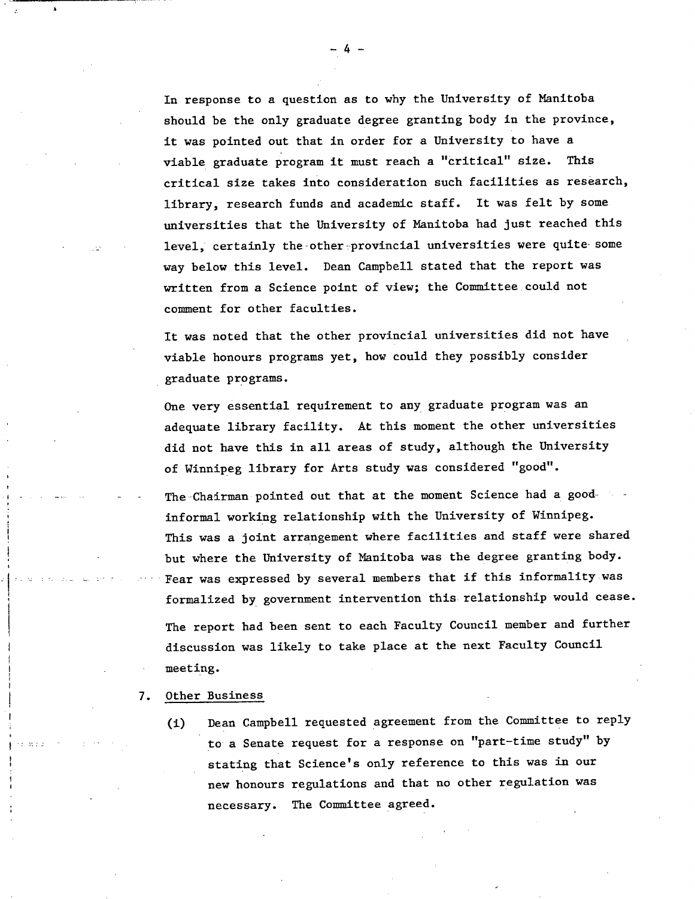In response to a question as to why the University of Manitoba should be the only graduate degree granting body in the province, it was pointed out that in order for a University to have a viable graduate program it must reach a "critical" size. This critical size takes into consideration such facilities as research, library, research funds and academic staff. It was felt by some universities that the University of Manitoba had just reached this level, certainly the other provincial universities were quite some way below this level. Dean Campbell stated that the report was written from a Science point of view; the Committee could not comment for other faculties.

It was noted that the other provincial universities did not have viable honours programs yet, how could they possibly consider graduate programs.

One very essential requirement to any graduate program was an adequate library facility. At this moment the other universities did not have this in all areas of study, although the University of Winnipeg library for Arts study was considered "good".

The Chairman pointed out that at the moment Science had a good informal working relationship with the University of Winnipeg. This was a joint arrangement where facilities and staff were shared but where the University of Manitoba was the degree granting body. Fear was expressed by several members that if this informality was formalized by government intervention this relationship would cease.

The report had been sent to each Faculty Council member and further discussion was likely to take place at the next Faculty Council meeting.

7. Other Business

   (i) Dean Campbell requested agreement from the Committee to reply to a Senate request for a response on "part-time study" by stating that Science's only reference to this was in our new honours regulations and that no other regulation was necessary. The Committee agreed.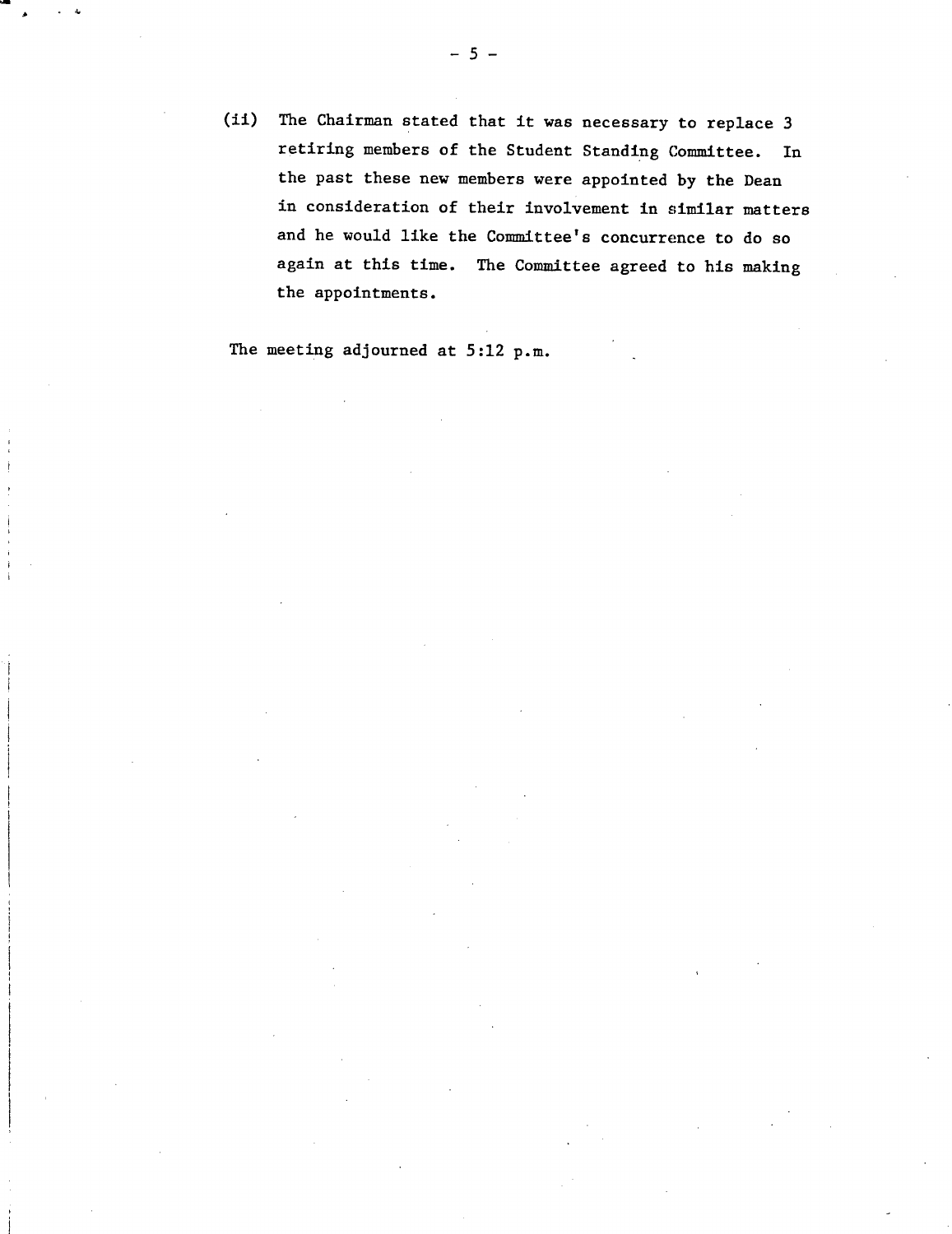(ii) The Chairman stated that it was necessary to replace 3 retiring members of the Student Standing Committee. In the past these new members were appointed by the Dean in consideration of their involvement in similar matters and he would like the Committee's concurrence to do so again at this time. The Committee agreed to his making the appointments.

The meeting adjourned at 5:12 p.m.